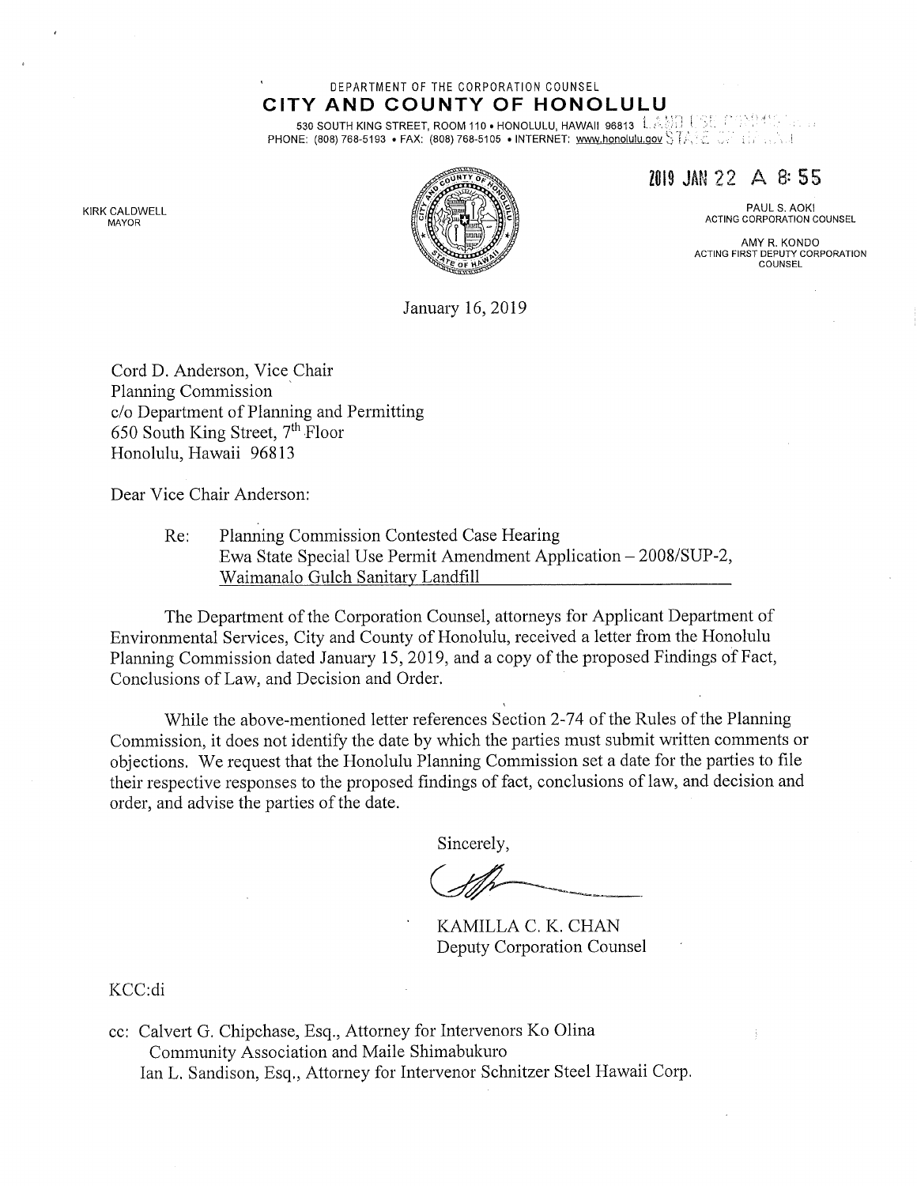DEPARTMENT OF THE CORPORATION COUNSEL

**CITY AND COUNTY OF HONOLULU**

530 SOUTH KING STREET, ROOM 110 • HONOLULU, HAWAII 96813
PHONE: (808) 768-5193 • FAX: (808) 768-5105 • INTERNET: www.honolulu.gov

KIRK CALDWELL
MAYOR

2019 JAN 22 A 8:55

PAUL S. AOKI
ACTING CORPORATION COUNSEL

AMY R. KONDO
ACTING FIRST DEPUTY CORPORATION COUNSEL

January 16, 2019

Cord D. Anderson, Vice Chair
Planning Commission
c/o Department of Planning and Permitting
650 South King Street, 7th Floor
Honolulu, Hawaii 96813

Dear Vice Chair Anderson:

Re: Planning Commission Contested Case Hearing
Ewa State Special Use Permit Amendment Application – 2008/SUP-2,
Waimanalo Gulch Sanitary Landfill

The Department of the Corporation Counsel, attorneys for Applicant Department of Environmental Services, City and County of Honolulu, received a letter from the Honolulu Planning Commission dated January 15, 2019, and a copy of the proposed Findings of Fact, Conclusions of Law, and Decision and Order.

While the above-mentioned letter references Section 2-74 of the Rules of the Planning Commission, it does not identify the date by which the parties must submit written comments or objections. We request that the Honolulu Planning Commission set a date for the parties to file their respective responses to the proposed findings of fact, conclusions of law, and decision and order, and advise the parties of the date.

Sincerely,

KAMILLA C. K. CHAN
Deputy Corporation Counsel

KCC:di

cc: Calvert G. Chipchase, Esq., Attorney for Intervenors Ko Olina Community Association and Maile Shimabukuro
Ian L. Sandison, Esq., Attorney for Intervenor Schnitzer Steel Hawaii Corp.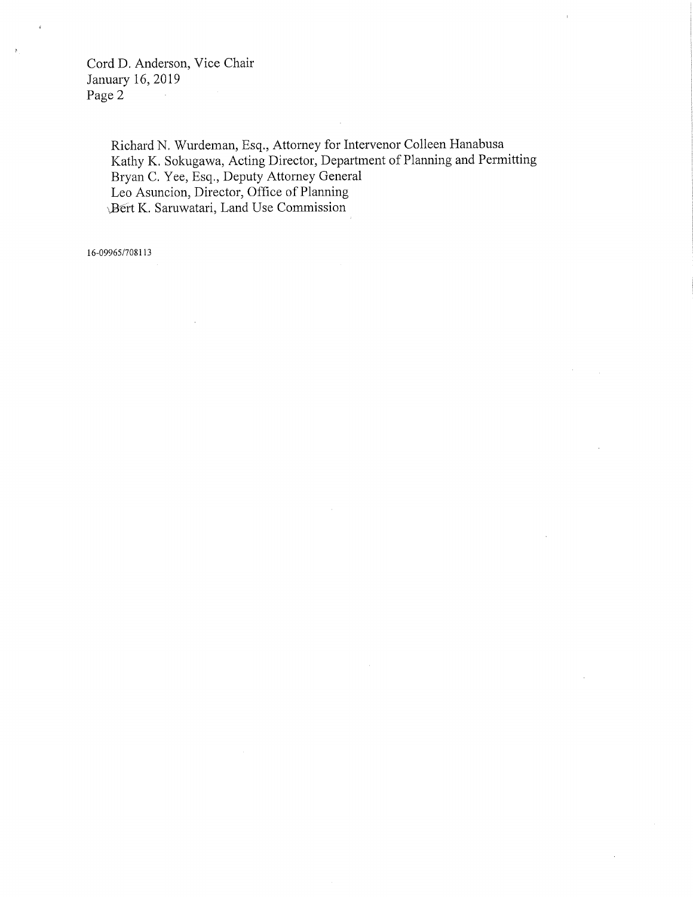Richard N. Wurdeman, Esq., Attorney for Intervenor Colleen Hanabusa
Kathy K. Sokugawa, Acting Director, Department of Planning and Permitting
Bryan C. Yee, Esq., Deputy Attorney General
Leo Asuncion, Director, Office of Planning
Bert K. Saruwatari, Land Use Commission

16-09965/708113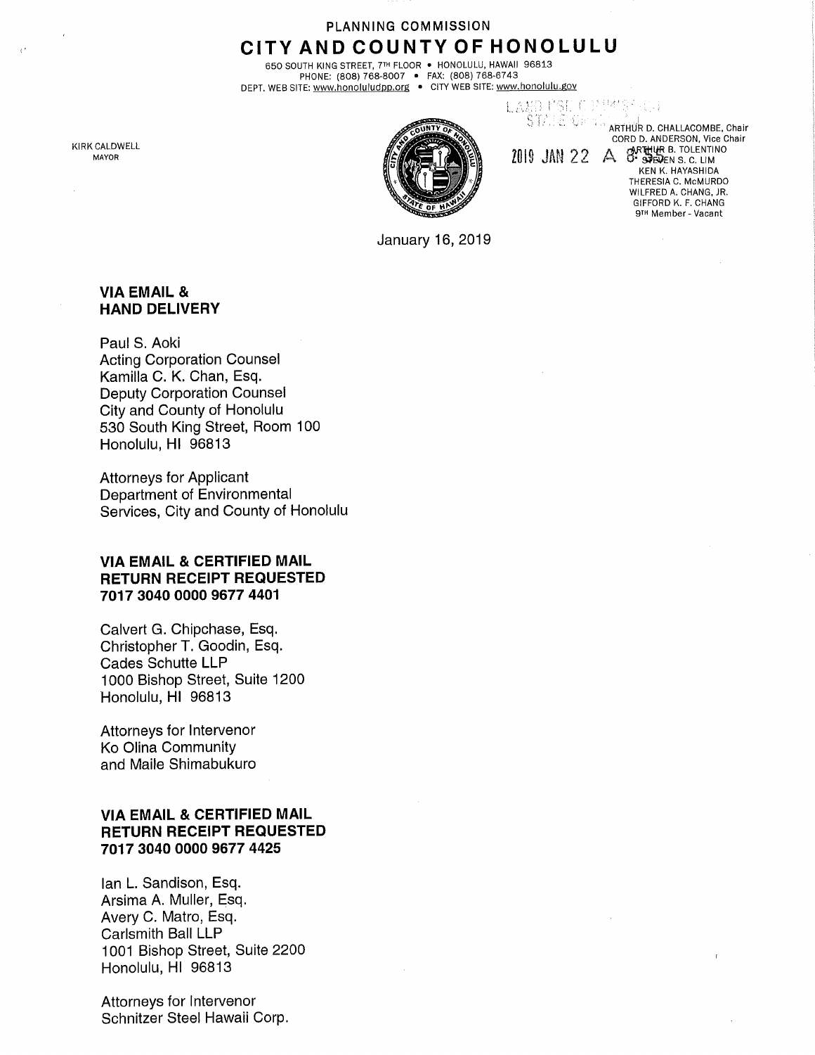PLANNING COMMISSION

# CITY AND COUNTY OF HONOLULU

650 SOUTH KING STREET, 7TH FLOOR • HONOLULU, HAWAII 96813
PHONE: (808) 768-8007 • FAX: (808) 768-6743
DEPT. WEB SITE: www.honoluludpp.org • CITY WEB SITE: www.honolulu.gov

KIRK CALDWELL
MAYOR

ARTHUR D. CHALLACOMBE, Chair
CORD D. ANDERSON, Vice Chair
ARTHUR B. TOLENTINO
STEVEN S. C. LIM
KEN K. HAYASHIDA
THERESIA C. McMURDO
WILFRED A. CHANG, JR.
GIFFORD K. F. CHANG
9TH Member - Vacant

LAND USE COMMISSION
STATE OF HAWAII
2019 JAN 22 A 8:55

January 16, 2019

**VIA EMAIL &**
**HAND DELIVERY**

Paul S. Aoki
Acting Corporation Counsel
Kamilla C. K. Chan, Esq.
Deputy Corporation Counsel
City and County of Honolulu
530 South King Street, Room 100
Honolulu, HI 96813

Attorneys for Applicant
Department of Environmental
Services, City and County of Honolulu

**VIA EMAIL & CERTIFIED MAIL**
**RETURN RECEIPT REQUESTED**
**7017 3040 0000 9677 4401**

Calvert G. Chipchase, Esq.
Christopher T. Goodin, Esq.
Cades Schutte LLP
1000 Bishop Street, Suite 1200
Honolulu, HI 96813

Attorneys for Intervenor
Ko Olina Community
and Maile Shimabukuro

**VIA EMAIL & CERTIFIED MAIL**
**RETURN RECEIPT REQUESTED**
**7017 3040 0000 9677 4425**

Ian L. Sandison, Esq.
Arsima A. Muller, Esq.
Avery C. Matro, Esq.
Carlsmith Ball LLP
1001 Bishop Street, Suite 2200
Honolulu, HI 96813

Attorneys for Intervenor
Schnitzer Steel Hawaii Corp.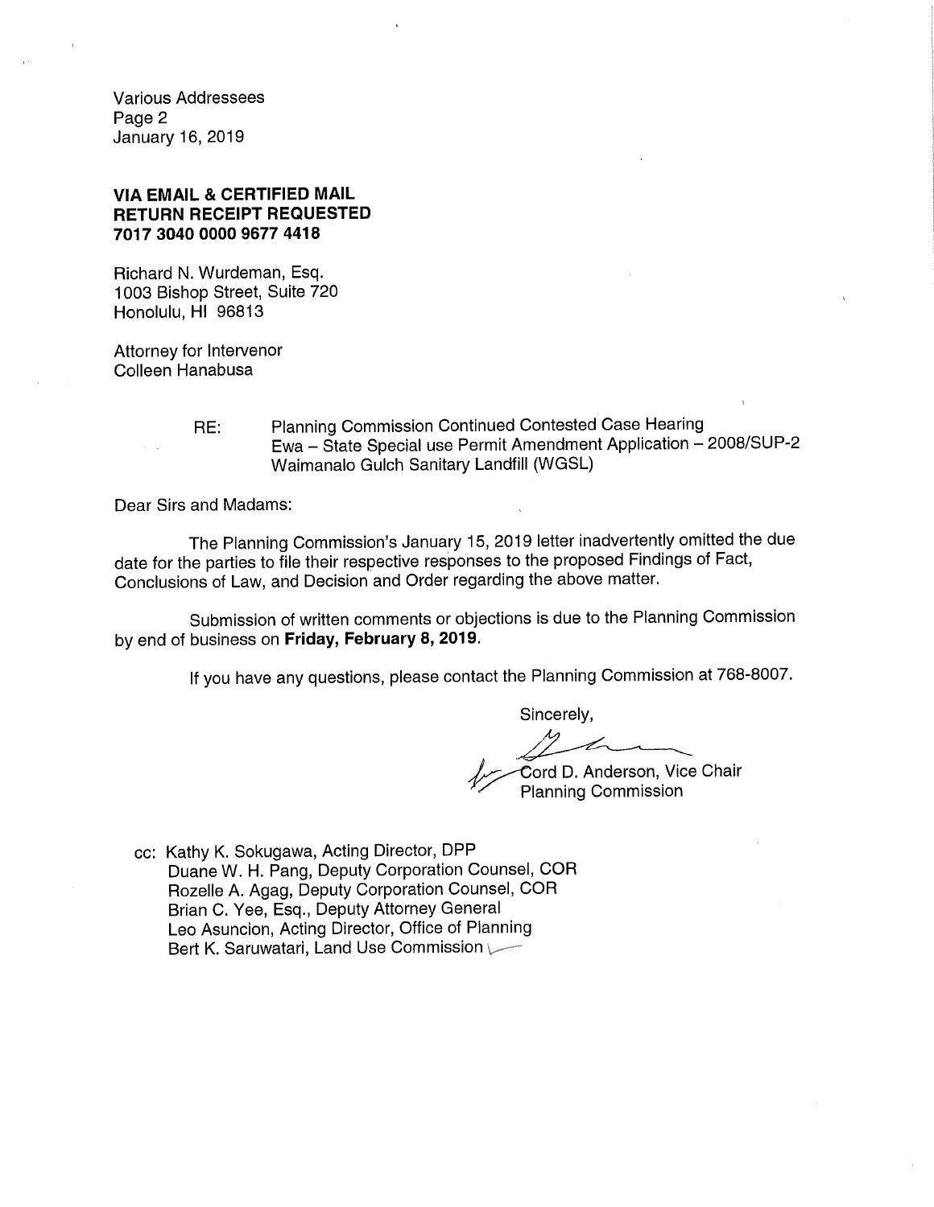Various Addressees
Page 2
January 16, 2019

**VIA EMAIL & CERTIFIED MAIL**
**RETURN RECEIPT REQUESTED**
**7017 3040 0000 9677 4418**

Richard N. Wurdeman, Esq.
1003 Bishop Street, Suite 720
Honolulu, HI 96813

Attorney for Intervenor
Colleen Hanabusa

RE: Planning Commission Continued Contested Case Hearing
Ewa – State Special use Permit Amendment Application – 2008/SUP-2
Waimanalo Gulch Sanitary Landfill (WGSL)

Dear Sirs and Madams:

The Planning Commission's January 15, 2019 letter inadvertently omitted the due date for the parties to file their respective responses to the proposed Findings of Fact, Conclusions of Law, and Decision and Order regarding the above matter.

Submission of written comments or objections is due to the Planning Commission by end of business on **Friday, February 8, 2019**.

If you have any questions, please contact the Planning Commission at 768-8007.

Sincerely,

Cord D. Anderson, Vice Chair
Planning Commission

cc: Kathy K. Sokugawa, Acting Director, DPP
Duane W. H. Pang, Deputy Corporation Counsel, COR
Rozelle A. Agag, Deputy Corporation Counsel, COR
Brian C. Yee, Esq., Deputy Attorney General
Leo Asuncion, Acting Director, Office of Planning
Bert K. Saruwatari, Land Use Commission